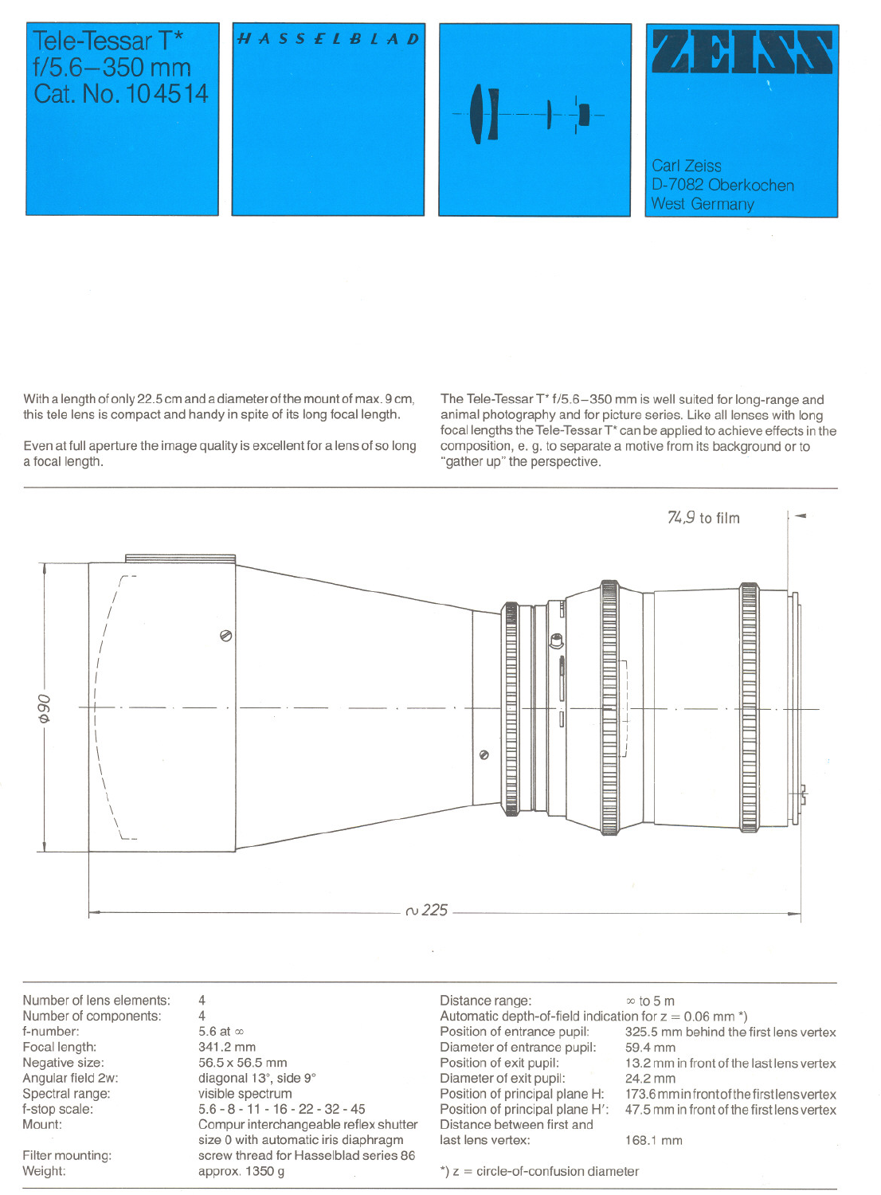# Tele-Tessar T* f/5.6–350 mm Cat. No. 104514

HASSELBLAD

ZEISS

Carl Zeiss
D-7082 Oberkochen
West Germany

With a length of only 22.5 cm and a diameter of the mount of max. 9 cm, this tele lens is compact and handy in spite of its long focal length.

Even at full aperture the image quality is excellent for a lens of so long a focal length.

The Tele-Tessar T* f/5.6–350 mm is well suited for long-range and animal photography and for picture series. Like all lenses with long focal lengths the Tele-Tessar T* can be applied to achieve effects in the composition, e. g. to separate a motive from its background or to "gather up" the perspective.

74,9 to film

ϕ90

∿225

| | |
|---|---|
| Number of lens elements: | 4 |
| Number of components: | 4 |
| f-number: | 5.6 at ∞ |
| Focal length: | 341.2 mm |
| Negative size: | 56.5 x 56.5 mm |
| Angular field 2w: | diagonal 13°, side 9° |
| Spectral range: | visible spectrum |
| f-stop scale: | 5.6 - 8 - 11 - 16 - 22 - 32 - 45 |
| Mount: | Compur interchangeable reflex shutter size 0 with automatic iris diaphragm |
| Filter mounting: | screw thread for Hasselblad series 86 |
| Weight: | approx. 1350 g |

| | |
|---|---|
| Distance range: | ∞ to 5 m |
| Automatic depth-of-field indication for z = 0.06 mm *) | |
| Position of entrance pupil: | 325.5 mm behind the first lens vertex |
| Diameter of entrance pupil: | 59.4 mm |
| Position of exit pupil: | 13.2 mm in front of the last lens vertex |
| Diameter of exit pupil: | 24.2 mm |
| Position of principal plane H: | 173.6 mm in front of the first lens vertex |
| Position of principal plane H': | 47.5 mm in front of the first lens vertex |
| Distance between first and last lens vertex: | 168.1 mm |

*) z = circle-of-confusion diameter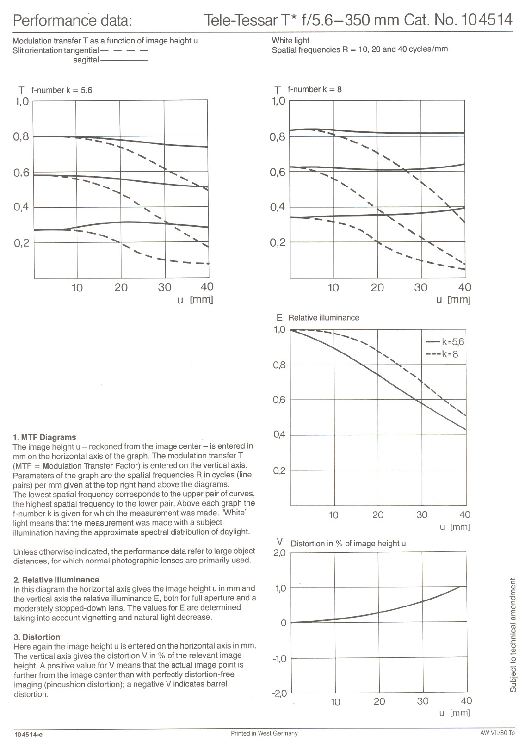# Performance data: Tele-Tessar T* f/5.6–350 mm Cat. No. 104514

Modulation transfer T as a function of image height u
Slit orientation tangential — — — —
sagittal ————

White light
Spatial frequencies R = 10, 20 and 40 cycles/mm

T f-number k = 5.6
1,0
0,8
0,6
0,4
0,2
10 20 30 40
u [mm]

T f-number k = 8
1,0
0,8
0,6
0,4
0,2
10 20 30 40
u [mm]

E Relative illuminance
1,0
0,8
0,6
0,4
0,2
— k=5,6
--- k=8
10 20 30 40
u [mm]

V Distortion in % of image height u
2,0
1,0
0
-1,0
-2,0
10 20 30 40
u [mm]

### 1. MTF Diagrams

The image height u – reckoned from the image center – is entered in mm on the horizontal axis of the graph. The modulation transfer T (MTF = Modulation Transfer Factor) is entered on the vertical axis. Parameters of the graph are the spatial frequencies R in cycles (line pairs) per mm given at the top right hand above the diagrams. The lowest spatial frequency corresponds to the upper pair of curves, the highest spatial frequency to the lower pair. Above each graph the f-number k is given for which the measurement was made. "White" light means that the measurement was made with a subject illumination having the approximate spectral distribution of daylight.

Unless otherwise indicated, the performance data refer to large object distances, for which normal photographic lenses are primarily used.

### 2. Relative illuminance

In this diagram the horizontal axis gives the image height u in mm and the vertical axis the relative illuminance E, both for full aperture and a moderately stopped-down lens. The values for E are determined taking into account vignetting and natural light decrease.

### 3. Distortion

Here again the image height u is entered on the horizontal axis in mm. The vertical axis gives the distortion V in % of the relevant image height. A positive value for V means that the actual image point is further from the image center than with perfectly distortion-free imaging (pincushion distortion); a negative V indicates barrel distortion.

Subject to technical amendment

104514-e Printed in West Germany AW VII/80 To